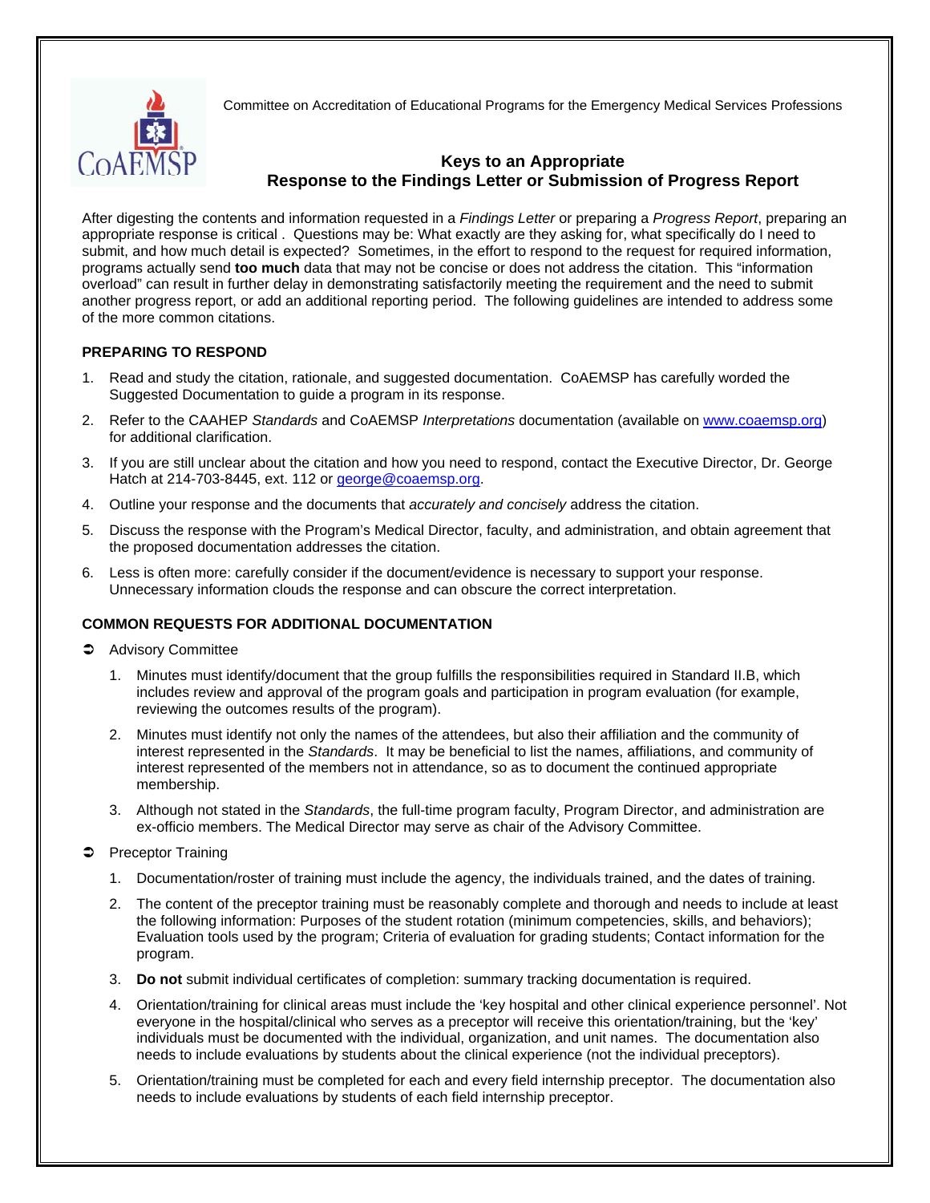Committee on Accreditation of Educational Programs for the Emergency Medical Services Professions

# Keys to an Appropriate Response to the Findings Letter or Submission of Progress Report

After digesting the contents and information requested in a *Findings Letter* or preparing a *Progress Report*, preparing an appropriate response is critical . Questions may be: What exactly are they asking for, what specifically do I need to submit, and how much detail is expected? Sometimes, in the effort to respond to the request for required information, programs actually send **too much** data that may not be concise or does not address the citation. This "information overload" can result in further delay in demonstrating satisfactorily meeting the requirement and the need to submit another progress report, or add an additional reporting period. The following guidelines are intended to address some of the more common citations.

## PREPARING TO RESPOND

1. Read and study the citation, rationale, and suggested documentation. CoAEMSP has carefully worded the Suggested Documentation to guide a program in its response.
2. Refer to the CAAHEP *Standards* and CoAEMSP *Interpretations* documentation (available on www.coaemsp.org) for additional clarification.
3. If you are still unclear about the citation and how you need to respond, contact the Executive Director, Dr. George Hatch at 214-703-8445, ext. 112 or george@coaemsp.org.
4. Outline your response and the documents that *accurately and concisely* address the citation.
5. Discuss the response with the Program's Medical Director, faculty, and administration, and obtain agreement that the proposed documentation addresses the citation.
6. Less is often more: carefully consider if the document/evidence is necessary to support your response. Unnecessary information clouds the response and can obscure the correct interpretation.

## COMMON REQUESTS FOR ADDITIONAL DOCUMENTATION

- Advisory Committee
  1. Minutes must identify/document that the group fulfills the responsibilities required in Standard II.B, which includes review and approval of the program goals and participation in program evaluation (for example, reviewing the outcomes results of the program).
  2. Minutes must identify not only the names of the attendees, but also their affiliation and the community of interest represented in the *Standards*. It may be beneficial to list the names, affiliations, and community of interest represented of the members not in attendance, so as to document the continued appropriate membership.
  3. Although not stated in the *Standards*, the full-time program faculty, Program Director, and administration are ex-officio members. The Medical Director may serve as chair of the Advisory Committee.
- Preceptor Training
  1. Documentation/roster of training must include the agency, the individuals trained, and the dates of training.
  2. The content of the preceptor training must be reasonably complete and thorough and needs to include at least the following information: Purposes of the student rotation (minimum competencies, skills, and behaviors); Evaluation tools used by the program; Criteria of evaluation for grading students; Contact information for the program.
  3. **Do not** submit individual certificates of completion: summary tracking documentation is required.
  4. Orientation/training for clinical areas must include the 'key hospital and other clinical experience personnel'. Not everyone in the hospital/clinical who serves as a preceptor will receive this orientation/training, but the 'key' individuals must be documented with the individual, organization, and unit names. The documentation also needs to include evaluations by students about the clinical experience (not the individual preceptors).
  5. Orientation/training must be completed for each and every field internship preceptor. The documentation also needs to include evaluations by students of each field internship preceptor.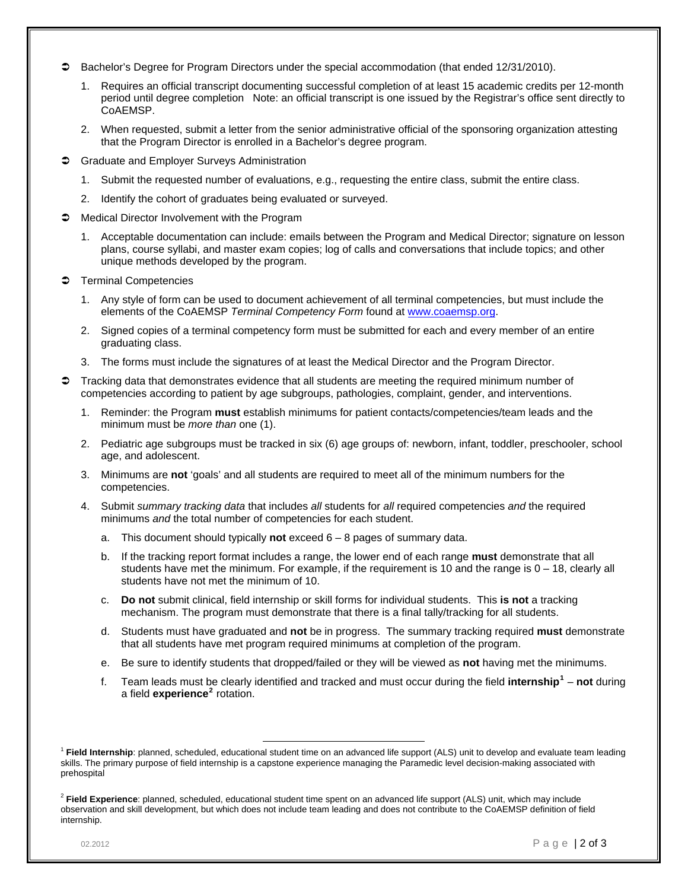- Bachelor's Degree for Program Directors under the special accommodation (that ended 12/31/2010).
    1. Requires an official transcript documenting successful completion of at least 15 academic credits per 12-month period until degree completion   Note: an official transcript is one issued by the Registrar's office sent directly to CoAEMSP.
    2. When requested, submit a letter from the senior administrative official of the sponsoring organization attesting that the Program Director is enrolled in a Bachelor's degree program.
- Graduate and Employer Surveys Administration
    1. Submit the requested number of evaluations, e.g., requesting the entire class, submit the entire class.
    2. Identify the cohort of graduates being evaluated or surveyed.
- Medical Director Involvement with the Program
    1. Acceptable documentation can include: emails between the Program and Medical Director; signature on lesson plans, course syllabi, and master exam copies; log of calls and conversations that include topics; and other unique methods developed by the program.
- Terminal Competencies
    1. Any style of form can be used to document achievement of all terminal competencies, but must include the elements of the CoAEMSP *Terminal Competency Form* found at [www.coaemsp.org](www.coaemsp.org).
    2. Signed copies of a terminal competency form must be submitted for each and every member of an entire graduating class.
    3. The forms must include the signatures of at least the Medical Director and the Program Director.
- Tracking data that demonstrates evidence that all students are meeting the required minimum number of competencies according to patient by age subgroups, pathologies, complaint, gender, and interventions.
    1. Reminder: the Program **must** establish minimums for patient contacts/competencies/team leads and the minimum must be *more than* one (1).
    2. Pediatric age subgroups must be tracked in six (6) age groups of: newborn, infant, toddler, preschooler, school age, and adolescent.
    3. Minimums are **not** 'goals' and all students are required to meet all of the minimum numbers for the competencies.
    4. Submit *summary tracking data* that includes *all* students for *all* required competencies *and* the required minimums *and* the total number of competencies for each student.
        a. This document should typically **not** exceed 6 – 8 pages of summary data.
        b. If the tracking report format includes a range, the lower end of each range **must** demonstrate that all students have met the minimum. For example, if the requirement is 10 and the range is 0 – 18, clearly all students have not met the minimum of 10.
        c. **Do not** submit clinical, field internship or skill forms for individual students. This **is not** a tracking mechanism. The program must demonstrate that there is a final tally/tracking for all students.
        d. Students must have graduated and **not** be in progress. The summary tracking required **must** demonstrate that all students have met program required minimums at completion of the program.
        e. Be sure to identify students that dropped/failed or they will be viewed as **not** having met the minimums.
        f. Team leads must be clearly identified and tracked and must occur during the field **internship**[1] – **not** during a field **experience**[2] rotation.

---

[1] **Field Internship**: planned, scheduled, educational student time on an advanced life support (ALS) unit to develop and evaluate team leading skills. The primary purpose of field internship is a capstone experience managing the Paramedic level decision-making associated with prehospital

[2] **Field Experience**: planned, scheduled, educational student time spent on an advanced life support (ALS) unit, which may include observation and skill development, but which does not include team leading and does not contribute to the CoAEMSP definition of field internship.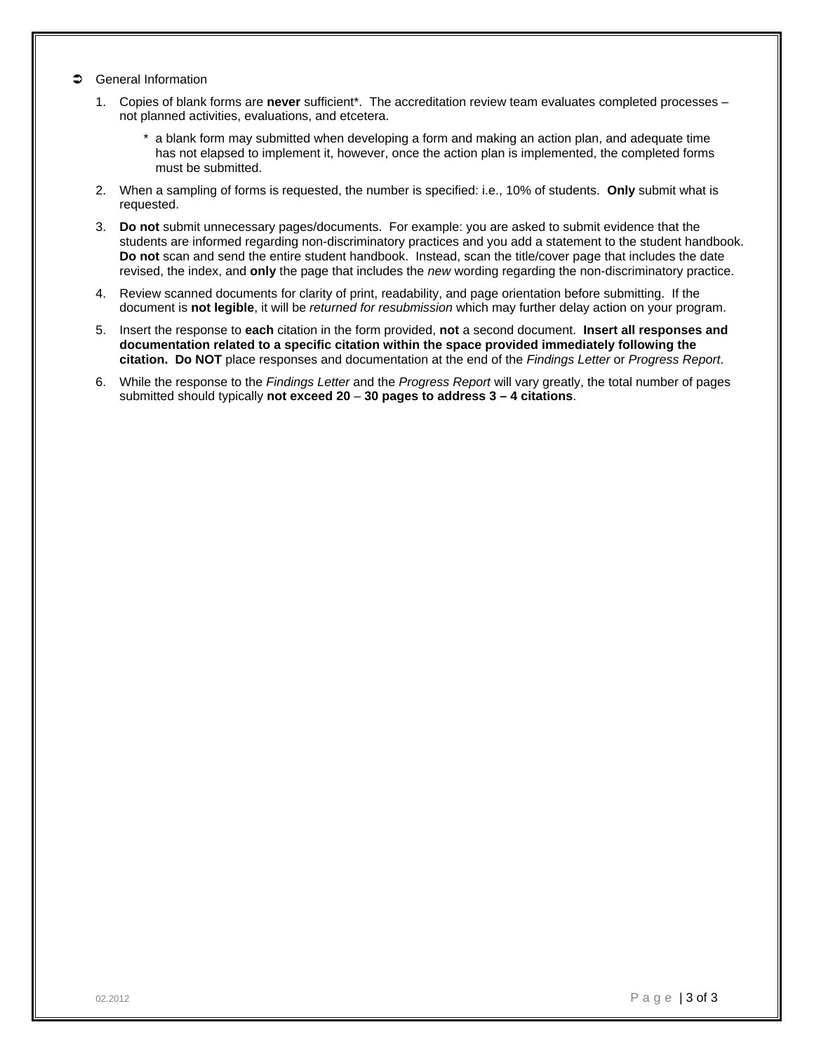- General Information

1. Copies of blank forms are **never** sufficient*. The accreditation review team evaluates completed processes – not planned activities, evaluations, and etcetera.

   * a blank form may submitted when developing a form and making an action plan, and adequate time has not elapsed to implement it, however, once the action plan is implemented, the completed forms must be submitted.

2. When a sampling of forms is requested, the number is specified: i.e., 10% of students. **Only** submit what is requested.

3. **Do not** submit unnecessary pages/documents. For example: you are asked to submit evidence that the students are informed regarding non-discriminatory practices and you add a statement to the student handbook. **Do not** scan and send the entire student handbook. Instead, scan the title/cover page that includes the date revised, the index, and **only** the page that includes the *new* wording regarding the non-discriminatory practice.

4. Review scanned documents for clarity of print, readability, and page orientation before submitting. If the document is **not legible**, it will be *returned for resubmission* which may further delay action on your program.

5. Insert the response to **each** citation in the form provided, **not** a second document. **Insert all responses and documentation related to a specific citation within the space provided immediately following the citation. Do NOT** place responses and documentation at the end of the *Findings Letter* or *Progress Report*.

6. While the response to the *Findings Letter* and the *Progress Report* will vary greatly, the total number of pages submitted should typically **not exceed 20** – **30 pages to address 3 – 4 citations**.

02.2012